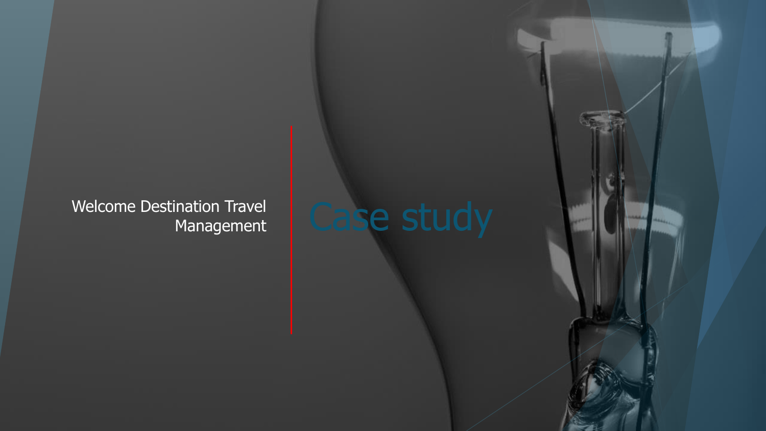# Case study

Welcome Destination Travel Management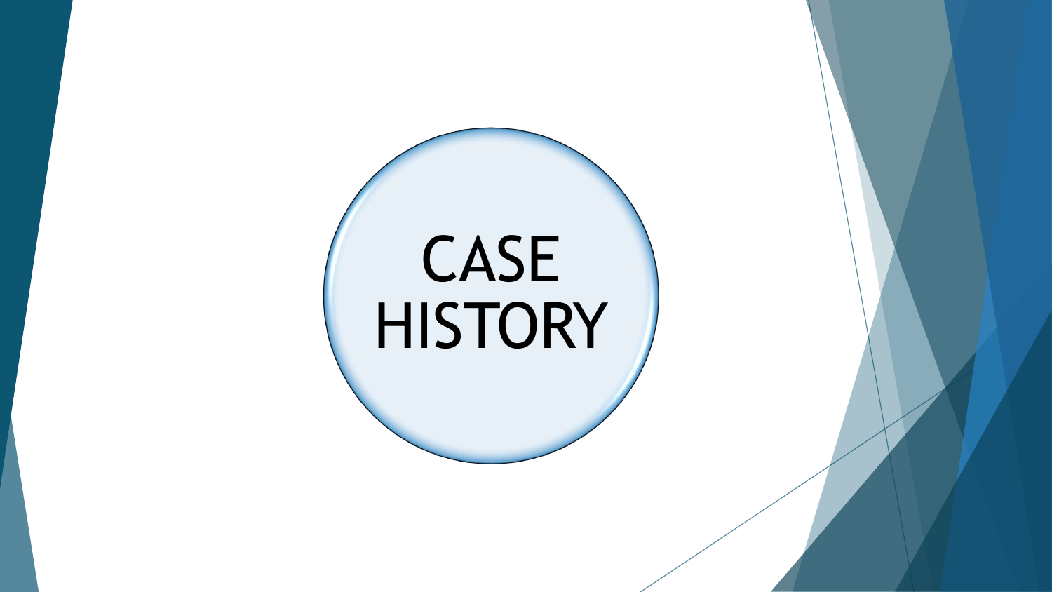# CASE HISTORY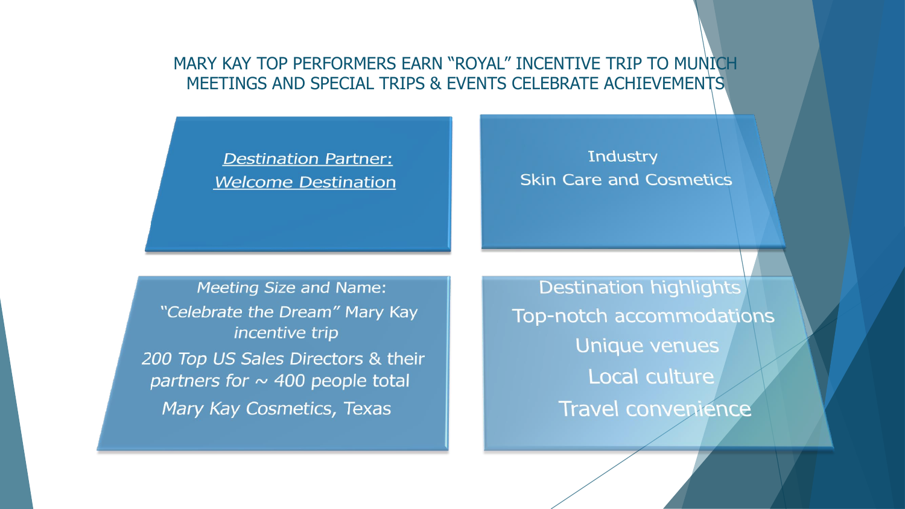# MARY KAY TOP PERFORMERS EARN "ROYAL" INCENTIVE TRIP TO MUNICH MEETINGS AND SPECIAL TRIPS & EVENTS CELEBRATE ACHIEVEMENTS

*Destination Partner:*
*Welcome Destination*

Industry
Skin Care and Cosmetics

*Meeting Size and Name:*
*"Celebrate the Dream" Mary Kay incentive trip*
*200 Top US Sales Directors & their partners for ~ 400 people total*
*Mary Kay Cosmetics, Texas*

Destination highlights
- Top-notch accommodations
- Unique venues
- Local culture
- Travel convenience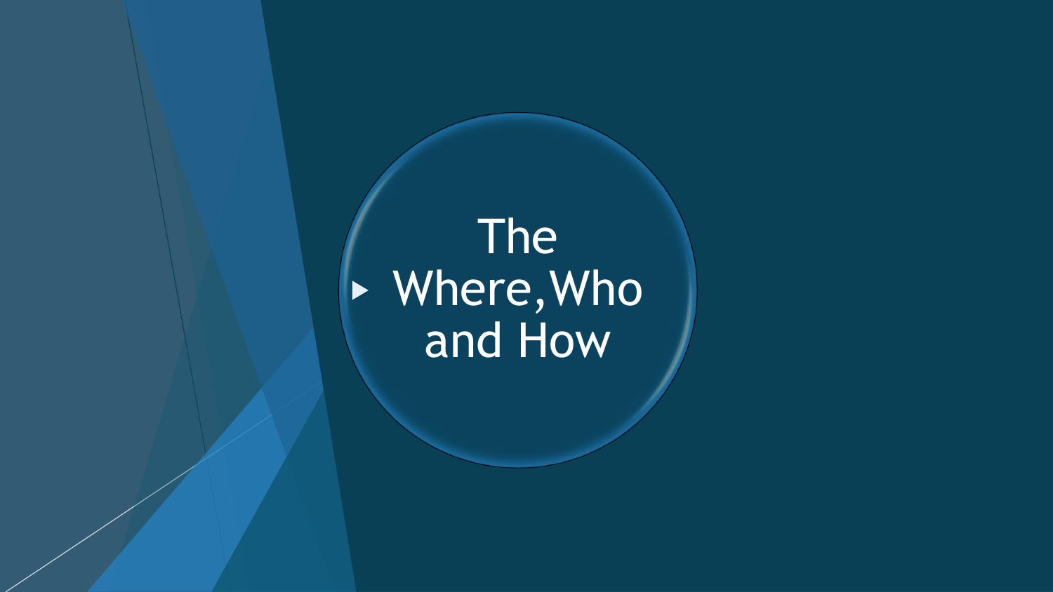- The Where,Who and How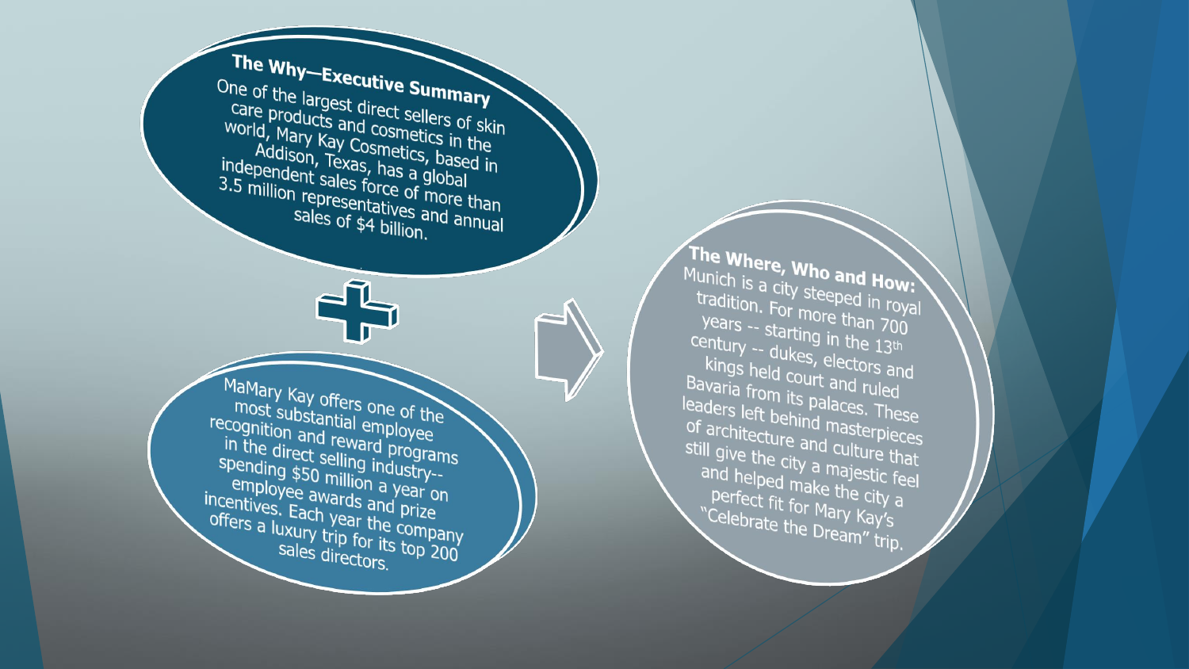## The Why—Executive Summary

One of the largest direct sellers of skin care products and cosmetics in the world, Mary Kay Cosmetics, based in Addison, Texas, has a global independent sales force of more than 3.5 million representatives and annual sales of $4 billion.

MaMary Kay offers one of the most substantial employee recognition and reward programs in the direct selling industry--spending $50 million a year on employee awards and prize incentives. Each year the company offers a luxury trip for its top 200 sales directors.

## The Where, Who and How:

Munich is a city steeped in royal tradition. For more than 700 years -- starting in the 13th century -- dukes, electors and kings held court and ruled Bavaria from its palaces. These leaders left behind masterpieces of architecture and culture that still give the city a majestic feel and helped make the city a perfect fit for Mary Kay's "Celebrate the Dream" trip.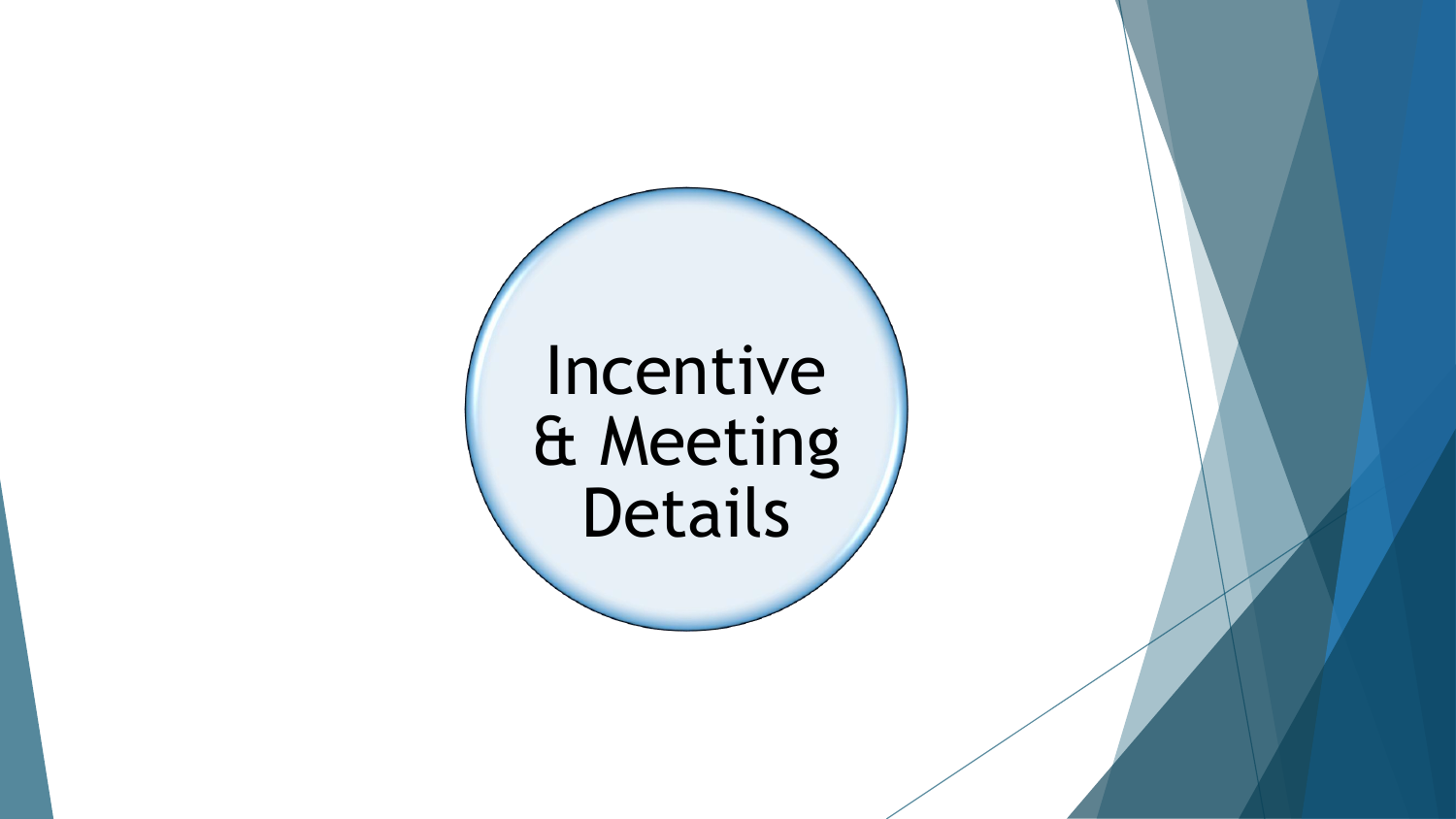# Incentive & Meeting Details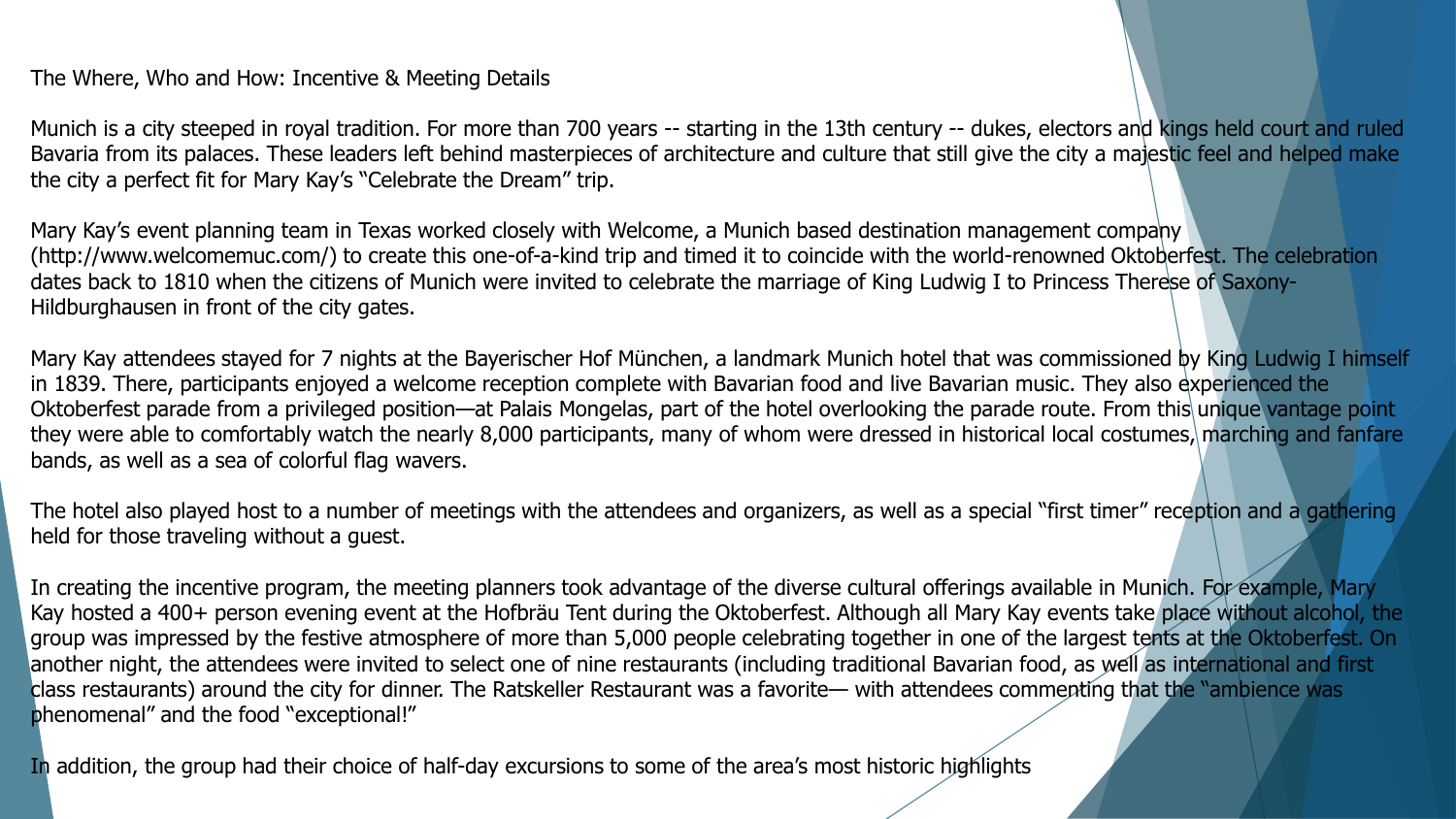# The Where, Who and How: Incentive & Meeting Details

Munich is a city steeped in royal tradition. For more than 700 years -- starting in the 13th century -- dukes, electors and kings held court and ruled Bavaria from its palaces. These leaders left behind masterpieces of architecture and culture that still give the city a majestic feel and helped make the city a perfect fit for Mary Kay's "Celebrate the Dream" trip.

Mary Kay's event planning team in Texas worked closely with Welcome, a Munich based destination management company (http://www.welcomemuc.com/) to create this one-of-a-kind trip and timed it to coincide with the world-renowned Oktoberfest. The celebration dates back to 1810 when the citizens of Munich were invited to celebrate the marriage of King Ludwig I to Princess Therese of Saxony-Hildburghausen in front of the city gates.

Mary Kay attendees stayed for 7 nights at the Bayerischer Hof München, a landmark Munich hotel that was commissioned by King Ludwig I himself in 1839. There, participants enjoyed a welcome reception complete with Bavarian food and live Bavarian music. They also experienced the Oktoberfest parade from a privileged position—at Palais Mongelas, part of the hotel overlooking the parade route. From this unique vantage point they were able to comfortably watch the nearly 8,000 participants, many of whom were dressed in historical local costumes, marching and fanfare bands, as well as a sea of colorful flag wavers.

The hotel also played host to a number of meetings with the attendees and organizers, as well as a special "first timer" reception and a gathering held for those traveling without a guest.

In creating the incentive program, the meeting planners took advantage of the diverse cultural offerings available in Munich. For example, Mary Kay hosted a 400+ person evening event at the Hofbräu Tent during the Oktoberfest. Although all Mary Kay events take place without alcohol, the group was impressed by the festive atmosphere of more than 5,000 people celebrating together in one of the largest tents at the Oktoberfest. On another night, the attendees were invited to select one of nine restaurants (including traditional Bavarian food, as well as international and first class restaurants) around the city for dinner. The Ratskeller Restaurant was a favorite— with attendees commenting that the "ambience was phenomenal" and the food "exceptional!"

In addition, the group had their choice of half-day excursions to some of the area's most historic highlights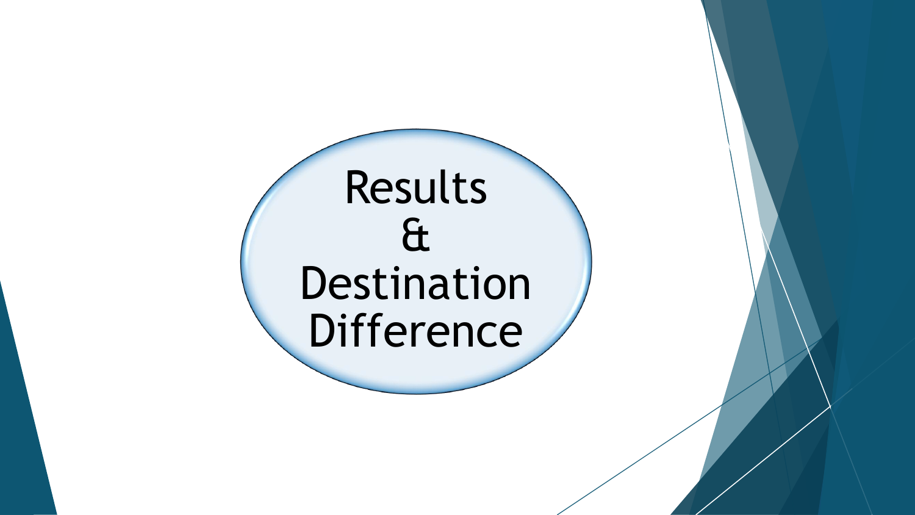# Results & Destination Difference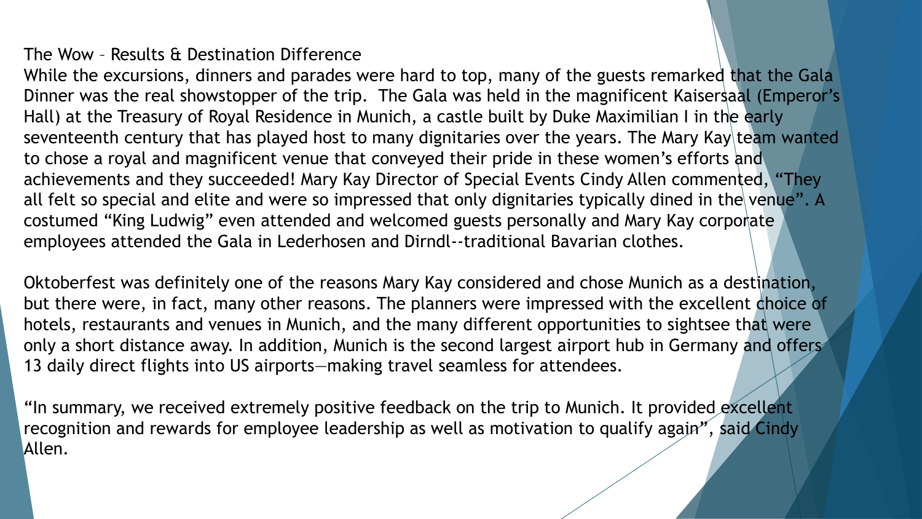## The Wow – Results & Destination Difference

While the excursions, dinners and parades were hard to top, many of the guests remarked that the Gala Dinner was the real showstopper of the trip. The Gala was held in the magnificent Kaisersaal (Emperor's Hall) at the Treasury of Royal Residence in Munich, a castle built by Duke Maximilian I in the early seventeenth century that has played host to many dignitaries over the years. The Mary Kay team wanted to chose a royal and magnificent venue that conveyed their pride in these women's efforts and achievements and they succeeded! Mary Kay Director of Special Events Cindy Allen commented, "They all felt so special and elite and were so impressed that only dignitaries typically dined in the venue". A costumed "King Ludwig" even attended and welcomed guests personally and Mary Kay corporate employees attended the Gala in Lederhosen and Dirndl--traditional Bavarian clothes.

Oktoberfest was definitely one of the reasons Mary Kay considered and chose Munich as a destination, but there were, in fact, many other reasons. The planners were impressed with the excellent choice of hotels, restaurants and venues in Munich, and the many different opportunities to sightsee that were only a short distance away. In addition, Munich is the second largest airport hub in Germany and offers 13 daily direct flights into US airports—making travel seamless for attendees.

"In summary, we received extremely positive feedback on the trip to Munich. It provided excellent recognition and rewards for employee leadership as well as motivation to qualify again", said Cindy Allen.